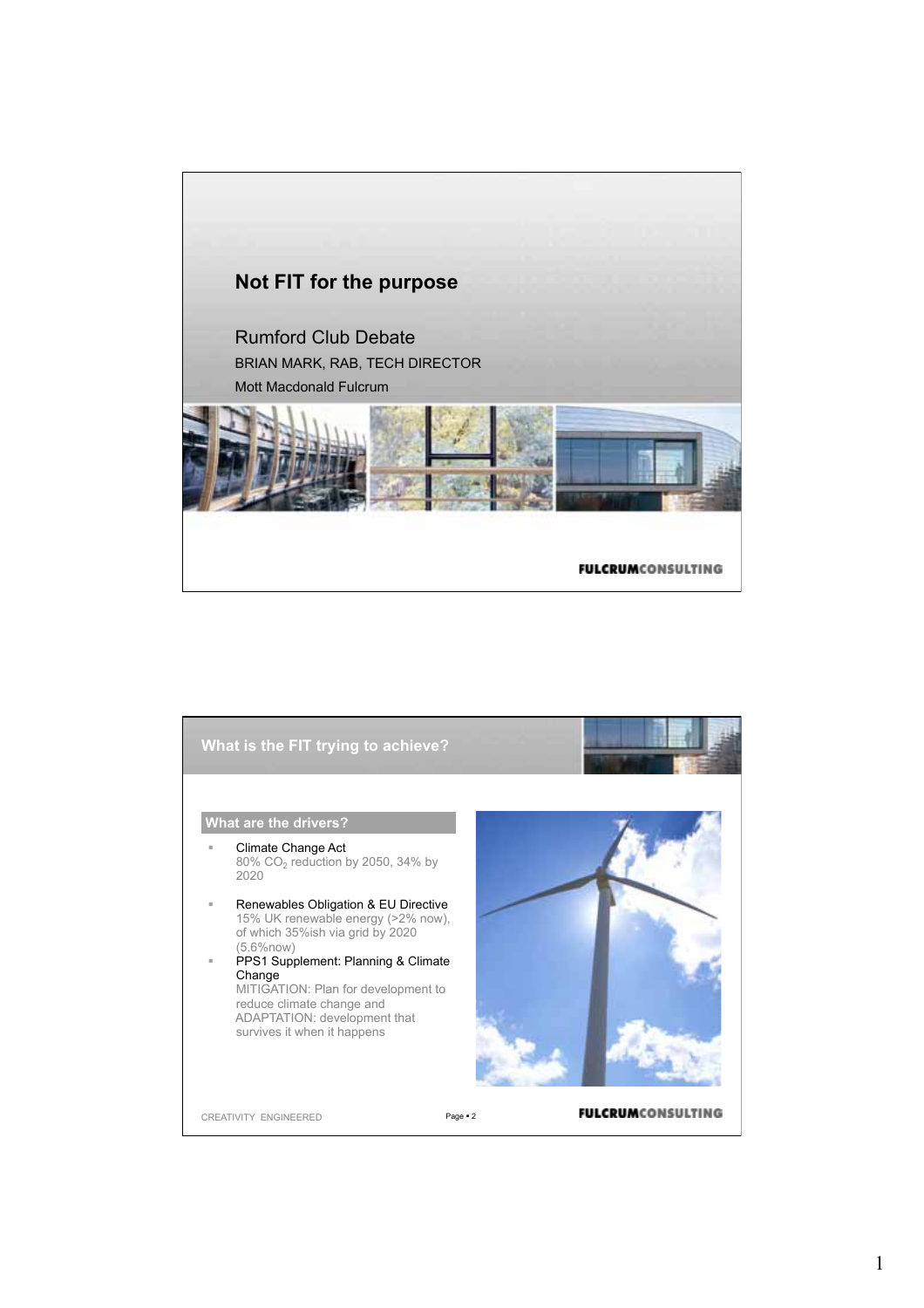# Not FIT for the purpose

Rumford Club Debate

BRIAN MARK, RAB, TECH DIRECTOR

Mott Macdonald Fulcrum

FULCRUMCONSULTING

## What is the FIT trying to achieve?

### What are the drivers?

- Climate Change Act
  80% $CO_2$ reduction by 2050, 34% by 2020
- Renewables Obligation & EU Directive
  15% UK renewable energy (>2% now), of which 35%ish via grid by 2020 (5.6%now)
- PPS1 Supplement: Planning & Climate Change
  MITIGATION: Plan for development to reduce climate change and
  ADAPTATION: development that survives it when it happens

CREATIVITY ENGINEERED

FULCRUMCONSULTING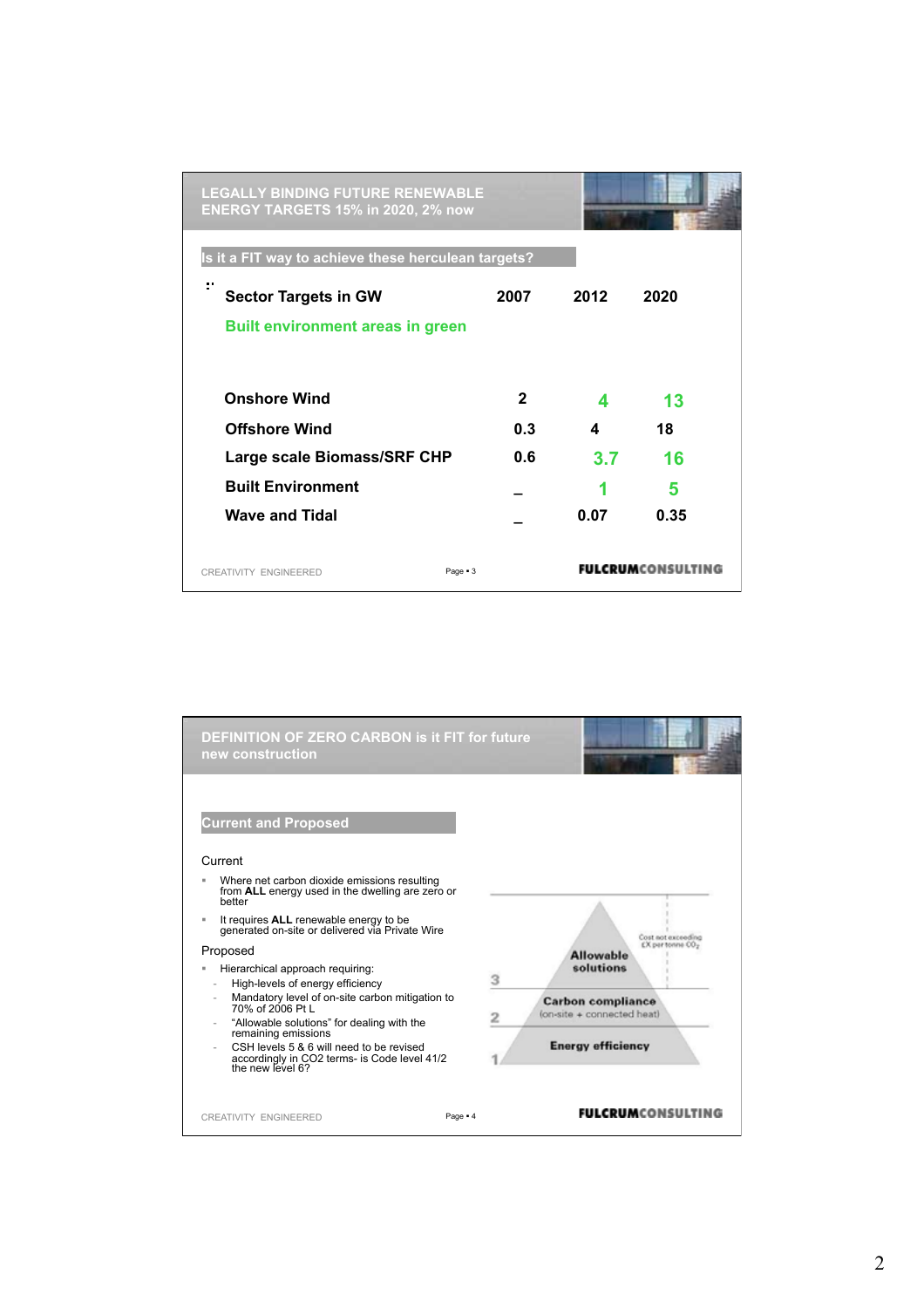## LEGALLY BINDING FUTURE RENEWABLE ENERGY TARGETS 15% in 2020, 2% now

### Is it a FIT way to achieve these herculean targets?

| Sector Targets in GW<br>Built environment areas in green | 2007 | 2012 | 2020 |
|---|---|---|---|
| Onshore Wind | 2 | 4 | 13 |
| Offshore Wind | 0.3 | 4 | 18 |
| Large scale Biomass/SRF CHP | 0.6 | 3.7 | 16 |
| Built Environment | _ | 1 | 5 |
| Wave and Tidal | _ | 0.07 | 0.35 |

CREATIVITY ENGINEERED

FULCRUMCONSULTING

## DEFINITION OF ZERO CARBON is it FIT for future new construction

### Current and Proposed

Current

- Where net carbon dioxide emissions resulting from **ALL** energy used in the dwelling are zero or better
- It requires **ALL** renewable energy to be generated on-site or delivered via Private Wire

Proposed

- Hierarchical approach requiring:
  - High-levels of energy efficiency
  - Mandatory level of on-site carbon mitigation to 70% of 2006 Pt L
  - "Allowable solutions" for dealing with the remaining emissions
  - CSH levels 5 & 6 will need to be revised accordingly in CO2 terms- is Code level 41/2 the new level 6?

3 Allowable solutions — Cost not exceeding £X per tonne $CO_2$

2 Carbon compliance (on-site + connected heat)

1 Energy efficiency

CREATIVITY ENGINEERED

FULCRUMCONSULTING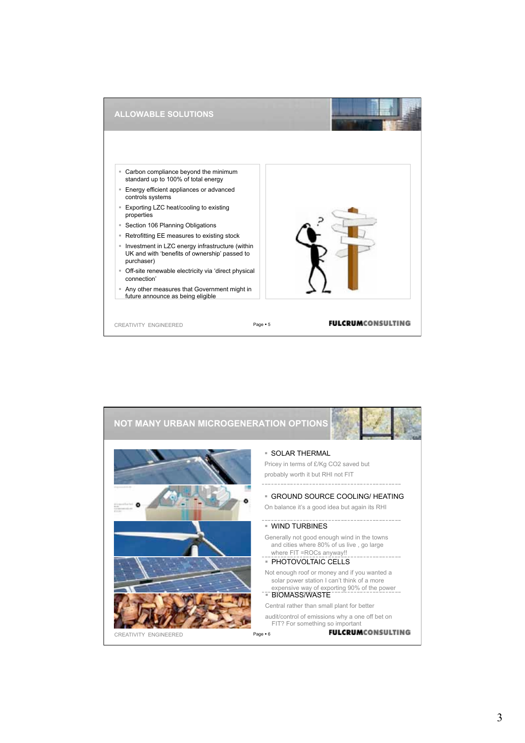## ALLOWABLE SOLUTIONS

- Carbon compliance beyond the minimum standard up to 100% of total energy
- Energy efficient appliances or advanced controls systems
- Exporting LZC heat/cooling to existing properties
- Section 106 Planning Obligations
- Retrofitting EE measures to existing stock
- Investment in LZC energy infrastructure (within UK and with 'benefits of ownership' passed to purchaser)
- Off-site renewable electricity via 'direct physical connection'
- Any other measures that Government might in future announce as being eligible

CREATIVITY ENGINEERED

FULCRUMCONSULTING

## NOT MANY URBAN MICROGENERATION OPTIONS

- SOLAR THERMAL

Pricey in terms of £/Kg CO2 saved but probably worth it but RHI not FIT

- GROUND SOURCE COOLING/ HEATING

On balance it's a good idea but again its RHI

- WIND TURBINES

Generally not good enough wind in the towns and cities where 80% of us live , go large where FIT =ROCs anyway!!

- PHOTOVOLTAIC CELLS

Not enough roof or money and if you wanted a solar power station I can't think of a more expensive way of exporting 90% of the power

- BIOMASS/WASTE

Central rather than small plant for better audit/control of emissions why a one off bet on FIT? For something so important

CREATIVITY ENGINEERED

FULCRUMCONSULTING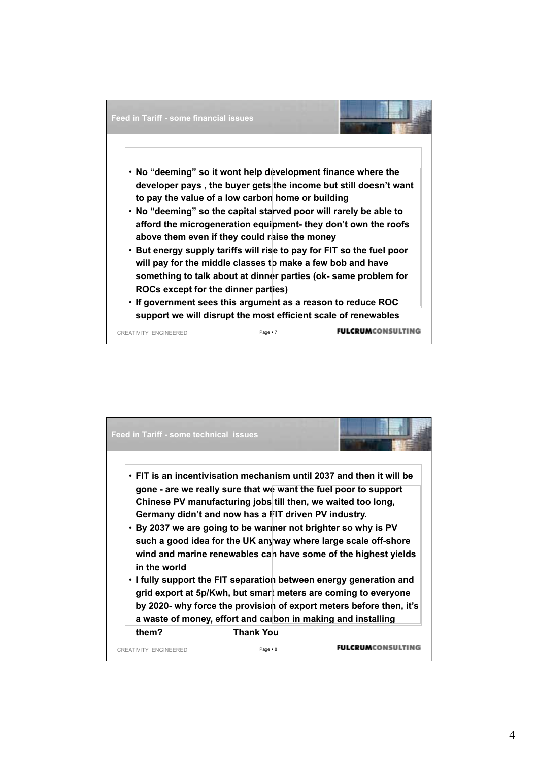## Feed in Tariff - some financial issues

- No "deeming" so it wont help development finance where the developer pays , the buyer gets the income but still doesn't want to pay the value of a low carbon home or building
- No "deeming" so the capital starved poor will rarely be able to afford the microgeneration equipment- they don't own the roofs above them even if they could raise the money
- But energy supply tariffs will rise to pay for FIT so the fuel poor will pay for the middle classes to make a few bob and have something to talk about at dinner parties (ok- same problem for ROCs except for the dinner parties)
- If government sees this argument as a reason to reduce ROC support we will disrupt the most efficient scale of renewables

CREATIVITY ENGINEERED

FULCRUMCONSULTING

## Feed in Tariff - some technical issues

- FIT is an incentivisation mechanism until 2037 and then it will be gone - are we really sure that we want the fuel poor to support Chinese PV manufacturing jobs till then, we waited too long, Germany didn't and now has a FIT driven PV industry.
- By 2037 we are going to be warmer not brighter so why is PV such a good idea for the UK anyway where large scale off-shore wind and marine renewables can have some of the highest yields in the world
- I fully support the FIT separation between energy generation and grid export at 5p/Kwh, but smart meters are coming to everyone by 2020- why force the provision of export meters before then, it's a waste of money, effort and carbon in making and installing them?

**Thank You**

CREATIVITY ENGINEERED

FULCRUMCONSULTING